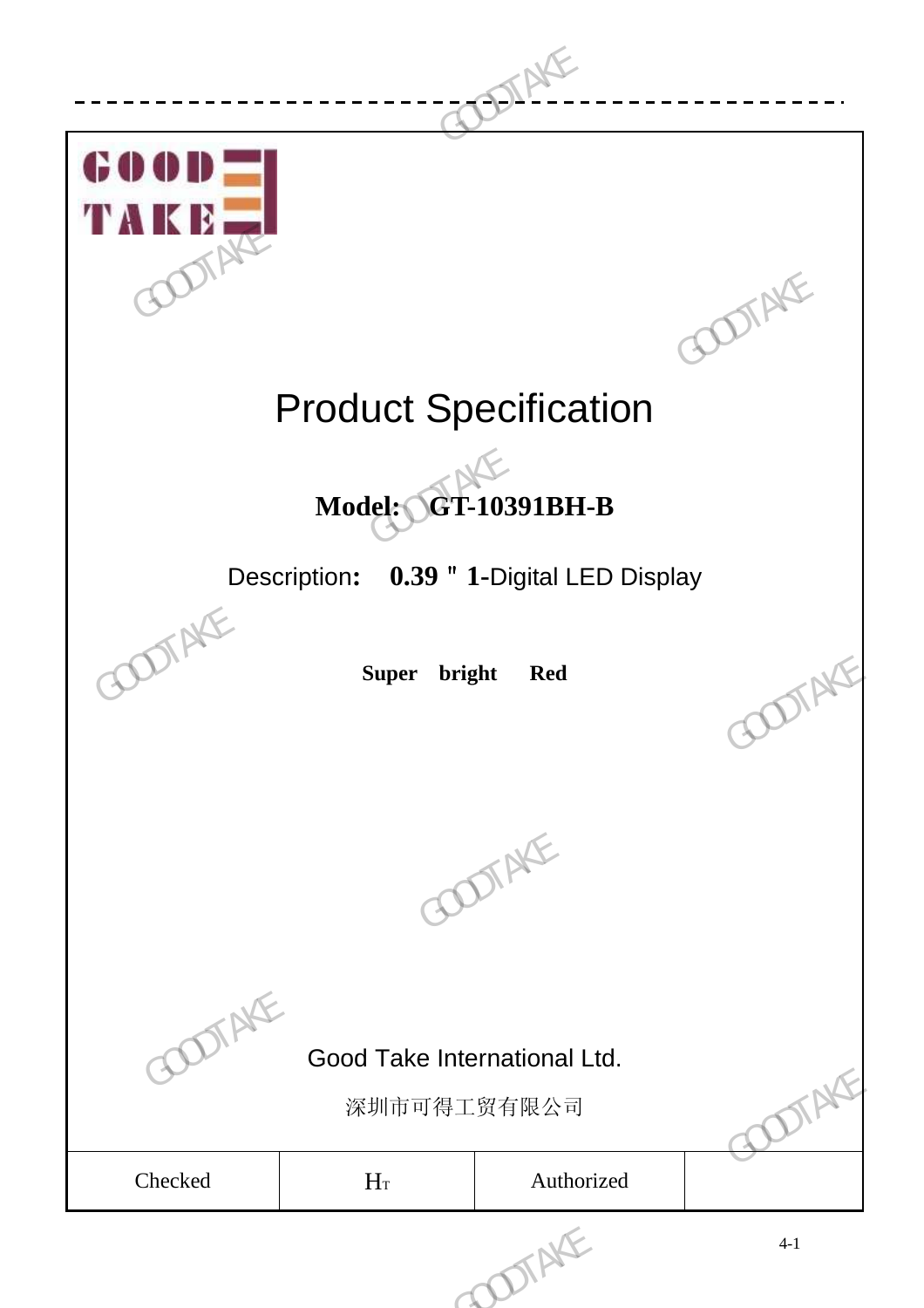GOOD TAKE

# Product Specification

**Model: GT-10391BH-B**

Description**: 0.39＂1**-Digital LED Display

**Super bright Red**

Good Take International Ltd.

深圳市可得工贸有限公司

| Checked | HT | Authorized | |
|---|---|---|---|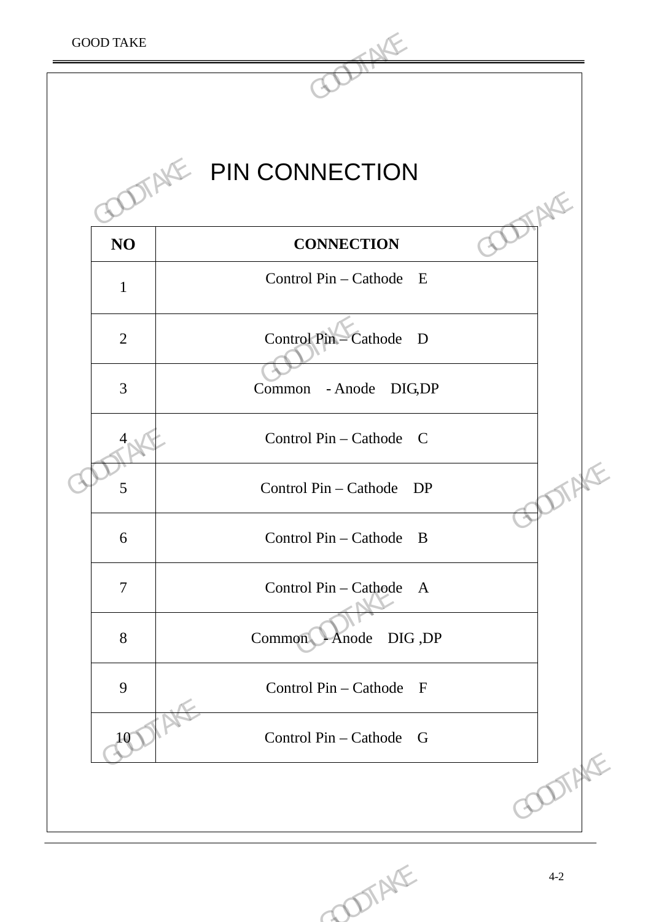# PIN CONNECTION

| NO | CONNECTION |
|---|---|
| 1 | Control Pin – Cathode E |
| 2 | Control Pin – Cathode D |
| 3 | Common - Anode DIG,DP |
| 4 | Control Pin – Cathode C |
| 5 | Control Pin – Cathode DP |
| 6 | Control Pin – Cathode B |
| 7 | Control Pin – Cathode A |
| 8 | Common - Anode DIG ,DP |
| 9 | Control Pin – Cathode F |
| 10 | Control Pin – Cathode G |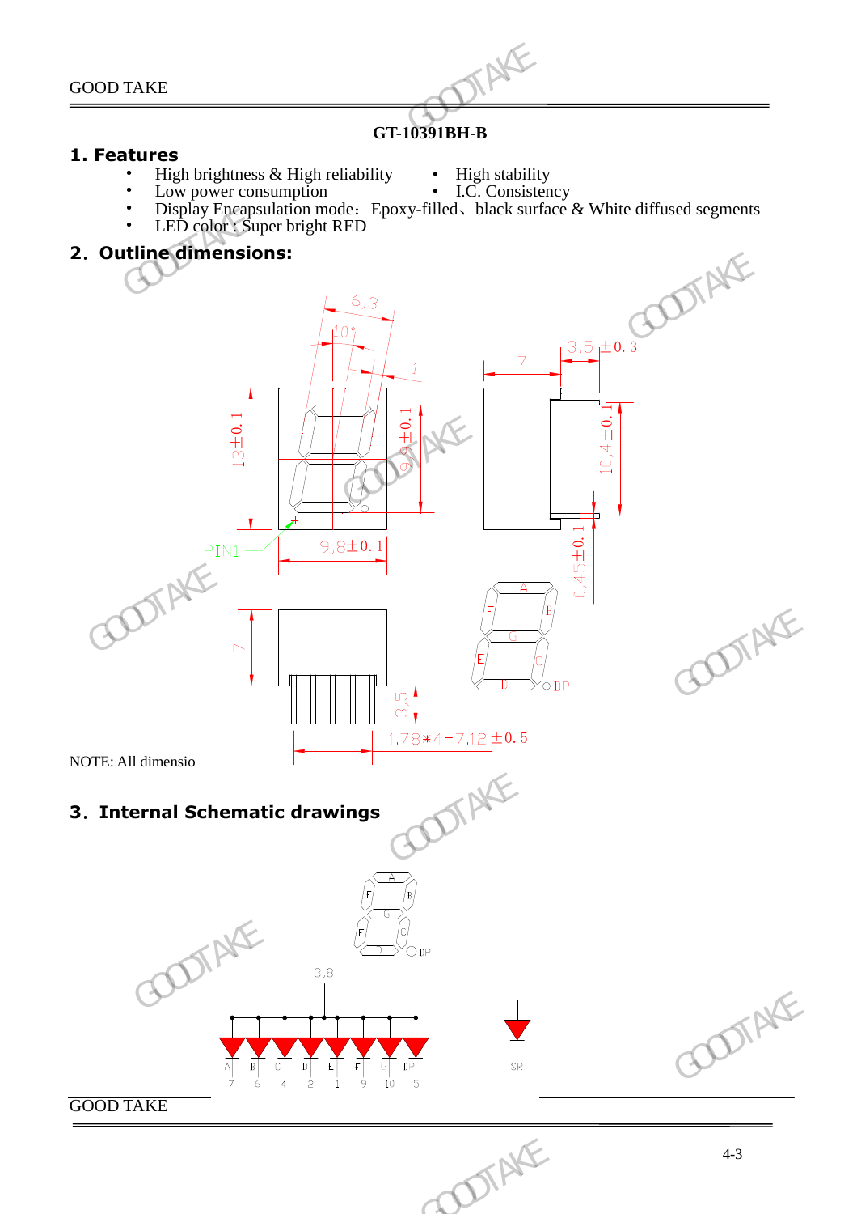**GT-10391BH-B**

## 1. Features

- High brightness & High reliability
- High stability
- Low power consumption
- I.C. Consistency
- Display Encapsulation mode：Epoxy-filled、black surface & White diffused segments
- LED color : Super bright RED

## 2．Outline dimensions:

NOTE: All dimensio

## 3．Internal Schematic drawings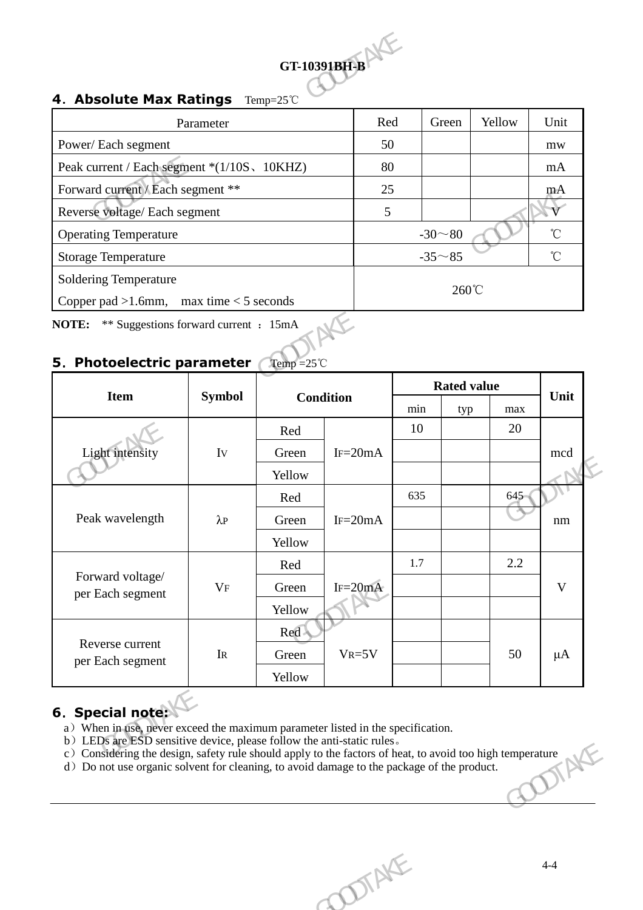GT-10391BH-B

## 4. Absolute Max Ratings Temp=25℃

| Parameter | Red | Green | Yellow | Unit |
|---|---|---|---|---|
| Power/ Each segment | 50 | | | mw |
| Peak current / Each segment *(1/10S、10KHZ) | 80 | | | mA |
| Forward current / Each segment ** | 25 | | | mA |
| Reverse voltage/ Each segment | 5 | | | V |
| Operating Temperature | -30～80 | | | ℃ |
| Storage Temperature | -35～85 | | | ℃ |
| Soldering Temperature<br>Copper pad >1.6mm, max time < 5 seconds | 260℃ | | | |

**NOTE:** ** Suggestions forward current ：15mA

## 5. Photoelectric parameter Temp =25℃

| Item | Symbol | Condition | | Rated value | | | Unit |
|---|---|---|---|---|---|---|---|
| | | | | min | typ | max | |
| Light intensity | $I_V$ | Red | $I_F$=20mA | 10 | | 20 | mcd |
| | | Green | | | | | |
| | | Yellow | | | | | |
| Peak wavelength | $\lambda_P$ | Red | $I_F$=20mA | 635 | | 645 | nm |
| | | Green | | | | | |
| | | Yellow | | | | | |
| Forward voltage/<br>per Each segment | $V_F$ | Red | $I_F$=20mA | 1.7 | | 2.2 | V |
| | | Green | | | | | |
| | | Yellow | | | | | |
| Reverse current<br>per Each segment | $I_R$ | Red | $V_R$=5V | | | 50 | μA |
| | | Green | | | | | |
| | | Yellow | | | | | |

## 6. Special note:

a）When in use, never exceed the maximum parameter listed in the specification.
b）LEDs are ESD sensitive device, please follow the anti-static rules。
c）Considering the design, safety rule should apply to the factors of heat, to avoid too high temperature
d）Do not use organic solvent for cleaning, to avoid damage to the package of the product.